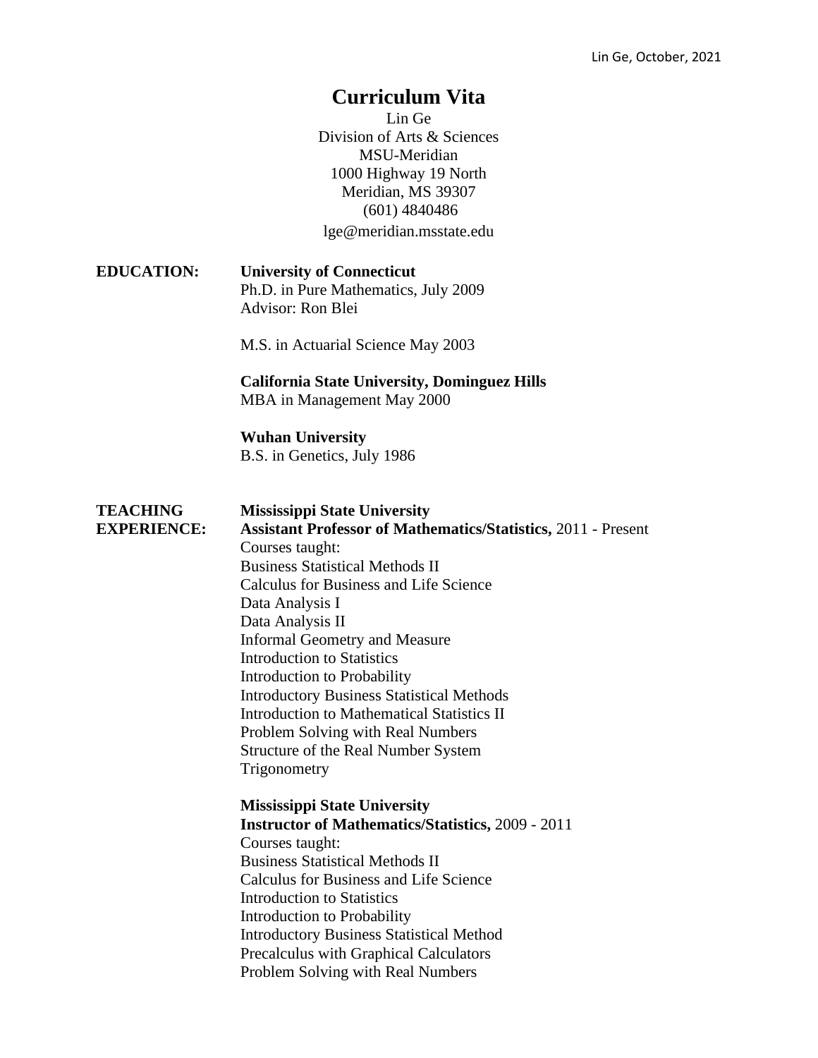# Curriculum Vita

Lin Ge
Division of Arts & Sciences
MSU-Meridian
1000 Highway 19 North
Meridian, MS 39307
(601) 4840486
lge@meridian.msstate.edu

**EDUCATION:**

**University of Connecticut**
Ph.D. in Pure Mathematics, July 2009
Advisor: Ron Blei

M.S. in Actuarial Science May 2003

**California State University, Dominguez Hills**
MBA in Management May 2000

**Wuhan University**
B.S. in Genetics, July 1986

**TEACHING EXPERIENCE:**

**Mississippi State University**
**Assistant Professor of Mathematics/Statistics,** 2011 - Present
Courses taught:
Business Statistical Methods II
Calculus for Business and Life Science
Data Analysis I
Data Analysis II
Informal Geometry and Measure
Introduction to Statistics
Introduction to Probability
Introductory Business Statistical Methods
Introduction to Mathematical Statistics II
Problem Solving with Real Numbers
Structure of the Real Number System
Trigonometry

**Mississippi State University**
**Instructor of Mathematics/Statistics,** 2009 - 2011
Courses taught:
Business Statistical Methods II
Calculus for Business and Life Science
Introduction to Statistics
Introduction to Probability
Introductory Business Statistical Method
Precalculus with Graphical Calculators
Problem Solving with Real Numbers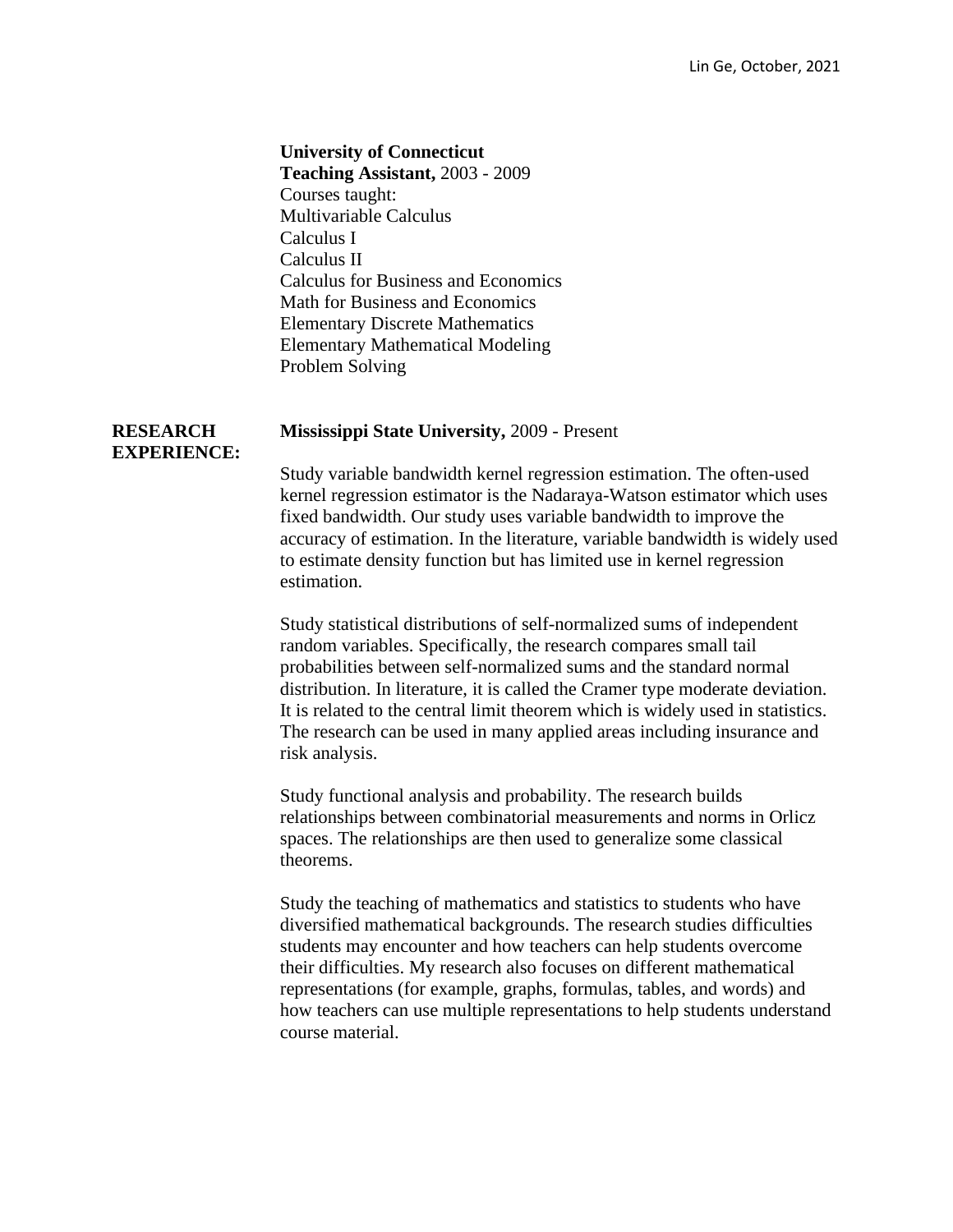**University of Connecticut**
**Teaching Assistant,** 2003 - 2009
Courses taught:
Multivariable Calculus
Calculus I
Calculus II
Calculus for Business and Economics
Math for Business and Economics
Elementary Discrete Mathematics
Elementary Mathematical Modeling
Problem Solving

## RESEARCH EXPERIENCE:

**Mississippi State University,** 2009 - Present

Study variable bandwidth kernel regression estimation. The often-used kernel regression estimator is the Nadaraya-Watson estimator which uses fixed bandwidth. Our study uses variable bandwidth to improve the accuracy of estimation. In the literature, variable bandwidth is widely used to estimate density function but has limited use in kernel regression estimation.

Study statistical distributions of self-normalized sums of independent random variables. Specifically, the research compares small tail probabilities between self-normalized sums and the standard normal distribution. In literature, it is called the Cramer type moderate deviation. It is related to the central limit theorem which is widely used in statistics. The research can be used in many applied areas including insurance and risk analysis.

Study functional analysis and probability. The research builds relationships between combinatorial measurements and norms in Orlicz spaces. The relationships are then used to generalize some classical theorems.

Study the teaching of mathematics and statistics to students who have diversified mathematical backgrounds. The research studies difficulties students may encounter and how teachers can help students overcome their difficulties. My research also focuses on different mathematical representations (for example, graphs, formulas, tables, and words) and how teachers can use multiple representations to help students understand course material.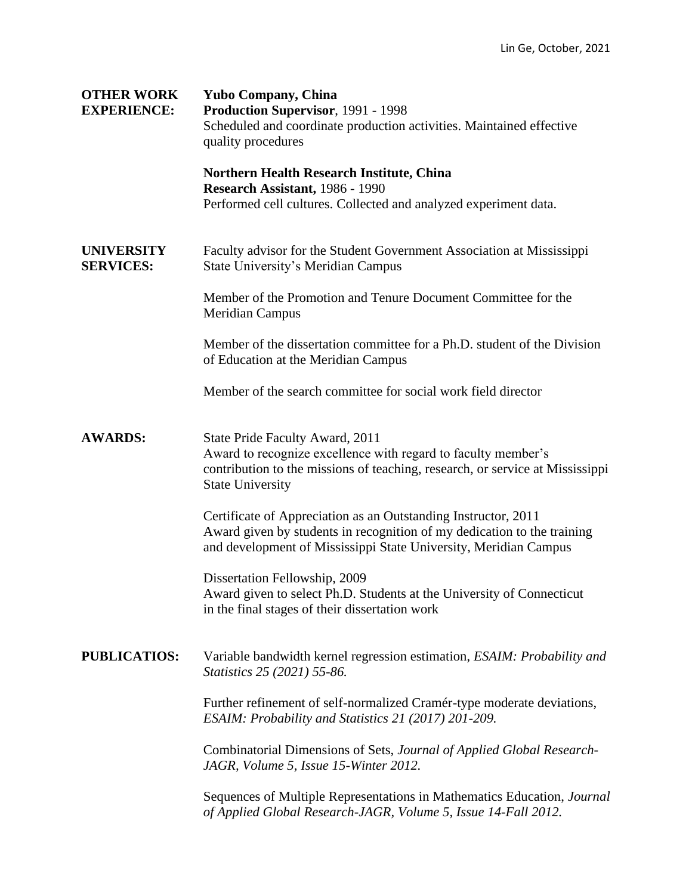## OTHER WORK EXPERIENCE:

**Yubo Company, China**
**Production Supervisor**, 1991 - 1998
Scheduled and coordinate production activities. Maintained effective quality procedures

**Northern Health Research Institute, China**
**Research Assistant,** 1986 - 1990
Performed cell cultures. Collected and analyzed experiment data.

## UNIVERSITY SERVICES:

Faculty advisor for the Student Government Association at Mississippi State University's Meridian Campus

Member of the Promotion and Tenure Document Committee for the Meridian Campus

Member of the dissertation committee for a Ph.D. student of the Division of Education at the Meridian Campus

Member of the search committee for social work field director

## AWARDS:

State Pride Faculty Award, 2011
Award to recognize excellence with regard to faculty member's contribution to the missions of teaching, research, or service at Mississippi State University

Certificate of Appreciation as an Outstanding Instructor, 2011
Award given by students in recognition of my dedication to the training and development of Mississippi State University, Meridian Campus

Dissertation Fellowship, 2009
Award given to select Ph.D. Students at the University of Connecticut in the final stages of their dissertation work

## PUBLICATIOS:

Variable bandwidth kernel regression estimation, *ESAIM: Probability and Statistics 25 (2021) 55-86.*

Further refinement of self-normalized Cramér-type moderate deviations, *ESAIM: Probability and Statistics 21 (2017) 201-209.*

Combinatorial Dimensions of Sets, *Journal of Applied Global Research-JAGR, Volume 5, Issue 15-Winter 2012.*

Sequences of Multiple Representations in Mathematics Education, *Journal of Applied Global Research-JAGR, Volume 5, Issue 14-Fall 2012.*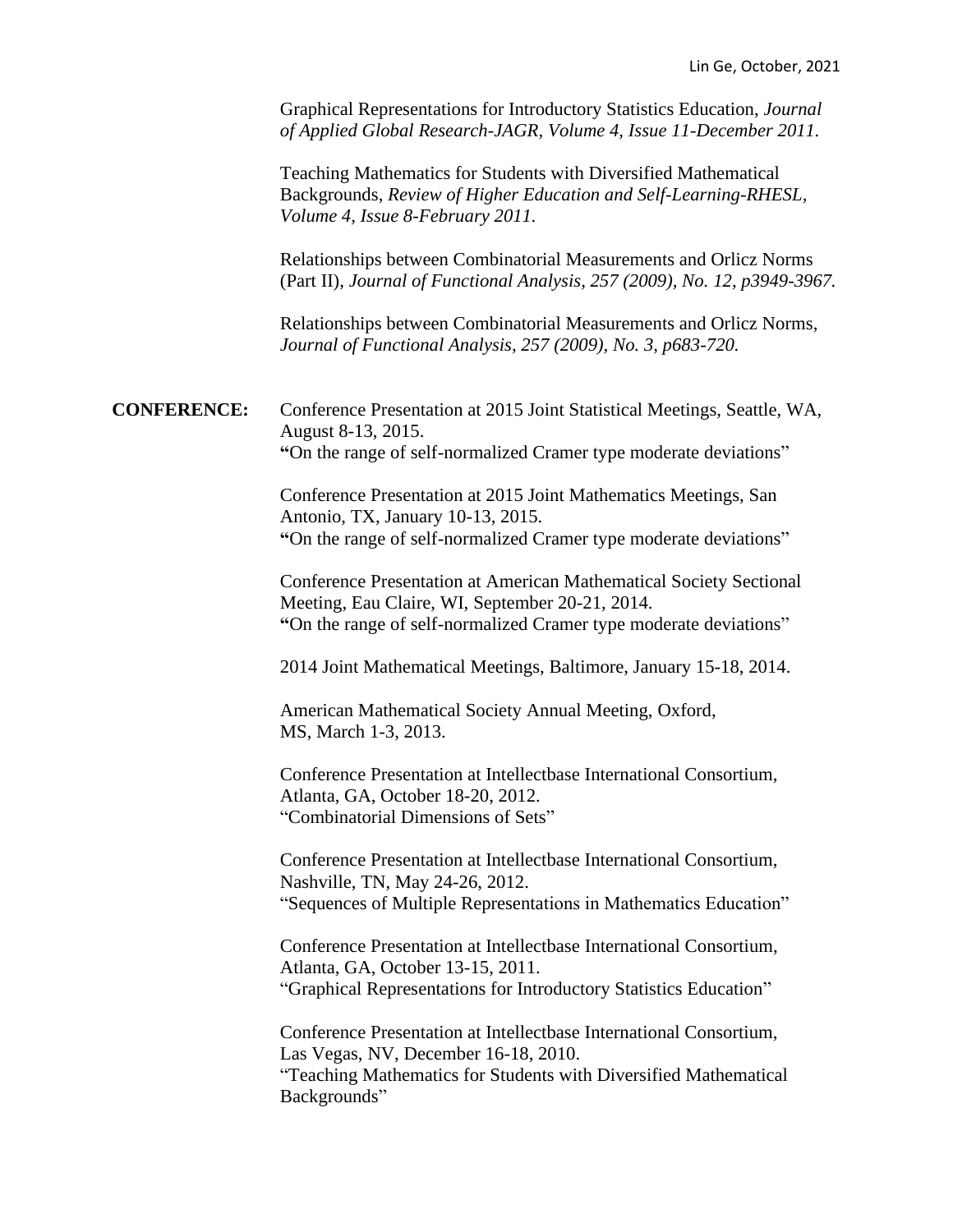Graphical Representations for Introductory Statistics Education, *Journal of Applied Global Research-JAGR, Volume 4, Issue 11-December 2011.*

Teaching Mathematics for Students with Diversified Mathematical Backgrounds, *Review of Higher Education and Self-Learning-RHESL, Volume 4, Issue 8-February 2011.*

Relationships between Combinatorial Measurements and Orlicz Norms (Part II), *Journal of Functional Analysis, 257 (2009), No. 12, p3949-3967.*

Relationships between Combinatorial Measurements and Orlicz Norms, *Journal of Functional Analysis, 257 (2009), No. 3, p683-720.*

**CONFERENCE:**

Conference Presentation at 2015 Joint Statistical Meetings, Seattle, WA, August 8-13, 2015.
"On the range of self-normalized Cramer type moderate deviations"

Conference Presentation at 2015 Joint Mathematics Meetings, San Antonio, TX, January 10-13, 2015.
"On the range of self-normalized Cramer type moderate deviations"

Conference Presentation at American Mathematical Society Sectional Meeting, Eau Claire, WI, September 20-21, 2014.
"On the range of self-normalized Cramer type moderate deviations"

2014 Joint Mathematical Meetings, Baltimore, January 15-18, 2014.

American Mathematical Society Annual Meeting, Oxford, MS, March 1-3, 2013.

Conference Presentation at Intellectbase International Consortium, Atlanta, GA, October 18-20, 2012.
"Combinatorial Dimensions of Sets"

Conference Presentation at Intellectbase International Consortium, Nashville, TN, May 24-26, 2012.
"Sequences of Multiple Representations in Mathematics Education"

Conference Presentation at Intellectbase International Consortium, Atlanta, GA, October 13-15, 2011.
"Graphical Representations for Introductory Statistics Education"

Conference Presentation at Intellectbase International Consortium, Las Vegas, NV, December 16-18, 2010.
"Teaching Mathematics for Students with Diversified Mathematical Backgrounds"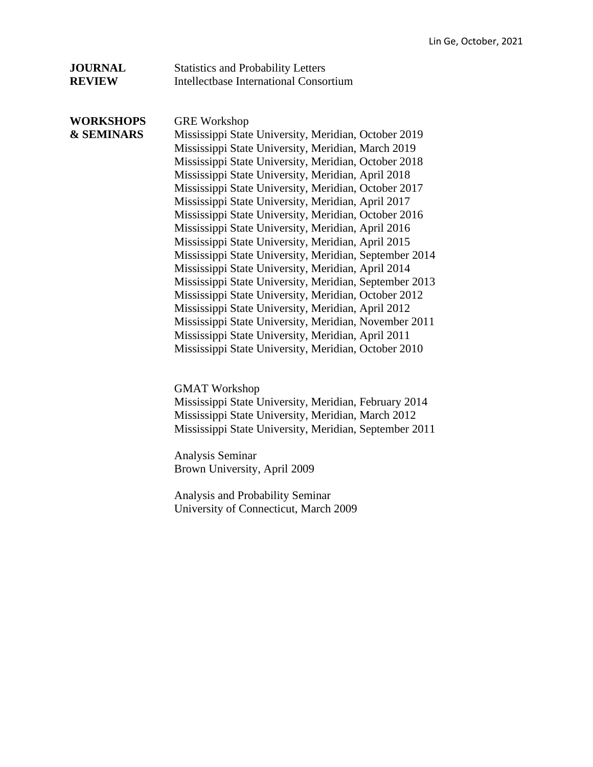**JOURNAL REVIEW**

Statistics and Probability Letters
Intellectbase International Consortium

**WORKSHOPS & SEMINARS**

GRE Workshop
Mississippi State University, Meridian, October 2019
Mississippi State University, Meridian, March 2019
Mississippi State University, Meridian, October 2018
Mississippi State University, Meridian, April 2018
Mississippi State University, Meridian, October 2017
Mississippi State University, Meridian, April 2017
Mississippi State University, Meridian, October 2016
Mississippi State University, Meridian, April 2016
Mississippi State University, Meridian, April 2015
Mississippi State University, Meridian, September 2014
Mississippi State University, Meridian, April 2014
Mississippi State University, Meridian, September 2013
Mississippi State University, Meridian, October 2012
Mississippi State University, Meridian, April 2012
Mississippi State University, Meridian, November 2011
Mississippi State University, Meridian, April 2011
Mississippi State University, Meridian, October 2010

GMAT Workshop
Mississippi State University, Meridian, February 2014
Mississippi State University, Meridian, March 2012
Mississippi State University, Meridian, September 2011

Analysis Seminar
Brown University, April 2009

Analysis and Probability Seminar
University of Connecticut, March 2009